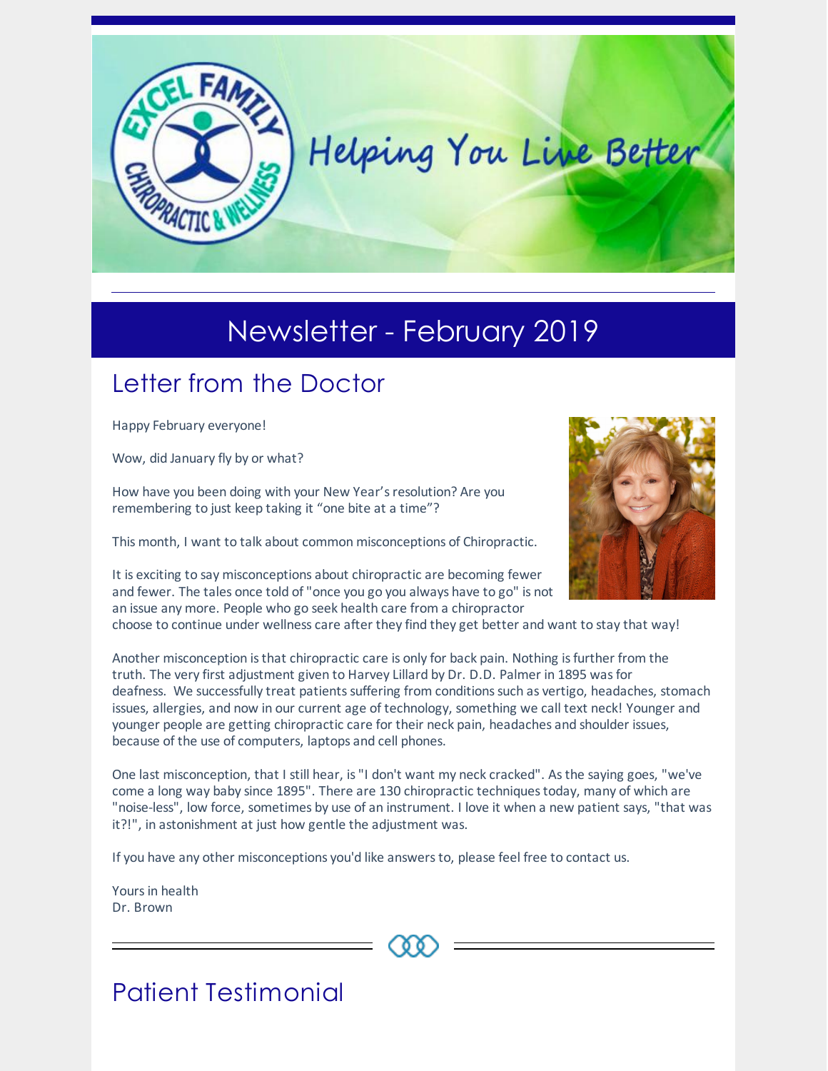Helping You Live Better

# Newsletter - February 2019

## Letter from the Doctor

Happy February everyone!

Wow, did January fly by or what?

How have you been doing with your New Year's resolution? Are you remembering to just keep taking it "one bite at a time"?

This month, I want to talk about common misconceptions of Chiropractic.

It is exciting to say misconceptions about chiropractic are becoming fewer and fewer. The tales once told of "once you go you always have to go" is not an issue any more. People who go seek health care from a chiropractor choose to continue under wellness care after they find they get better and want to stay that way!

Another misconception is that chiropractic care is only for back pain. Nothing is further from the truth. The very first adjustment given to Harvey Lillard by Dr. D.D. Palmer in 1895 was for deafness. We successfully treat patients suffering from conditions such as vertigo, headaches, stomach issues, allergies, and now in our current age of technology, something we call text neck! Younger and younger people are getting chiropractic care for their neck pain, headaches and shoulder issues, because of the use of computers, laptops and cell phones.

One last misconception, that I still hear, is "I don't want my neck cracked". As the saying goes, "we've come a long way baby since 1895". There are 130 chiropractic techniques today, many of which are "noise-less", low force, sometimes by use of an instrument. I love it when a new patient says, "that was it?!", in astonishment at just how gentle the adjustment was.

If you have any other misconceptions you'd like answers to, please feel free to contact us.

Yours in health
Dr. Brown

## Patient Testimonial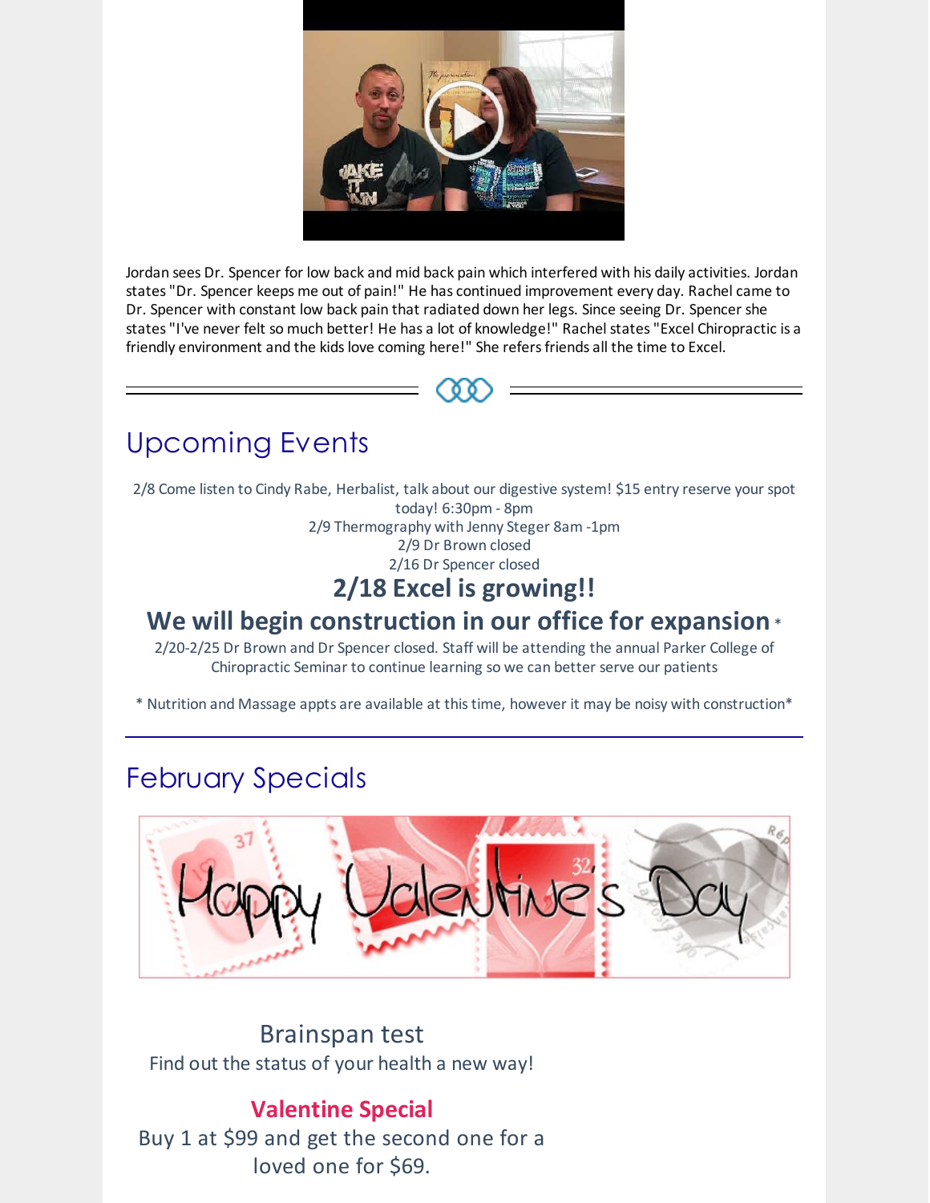Jordan sees Dr. Spencer for low back and mid back pain which interfered with his daily activities. Jordan states "Dr. Spencer keeps me out of pain!" He has continued improvement every day. Rachel came to Dr. Spencer with constant low back pain that radiated down her legs. Since seeing Dr. Spencer she states "I've never felt so much better! He has a lot of knowledge!" Rachel states "Excel Chiropractic is a friendly environment and the kids love coming here!" She refers friends all the time to Excel.

## Upcoming Events

2/8 Come listen to Cindy Rabe, Herbalist, talk about our digestive system! $15 entry reserve your spot today! 6:30pm - 8pm

2/9 Thermography with Jenny Steger 8am -1pm

2/9 Dr Brown closed

2/16 Dr Spencer closed

### 2/18 Excel is growing!!

### We will begin construction in our office for expansion *

2/20-2/25 Dr Brown and Dr Spencer closed. Staff will be attending the annual Parker College of Chiropractic Seminar to continue learning so we can better serve our patients

* Nutrition and Massage appts are available at this time, however it may be noisy with construction*

## February Specials

Brainspan test

Find out the status of your health a new way!

**Valentine Special**

Buy 1 at $99 and get the second one for a loved one for $69.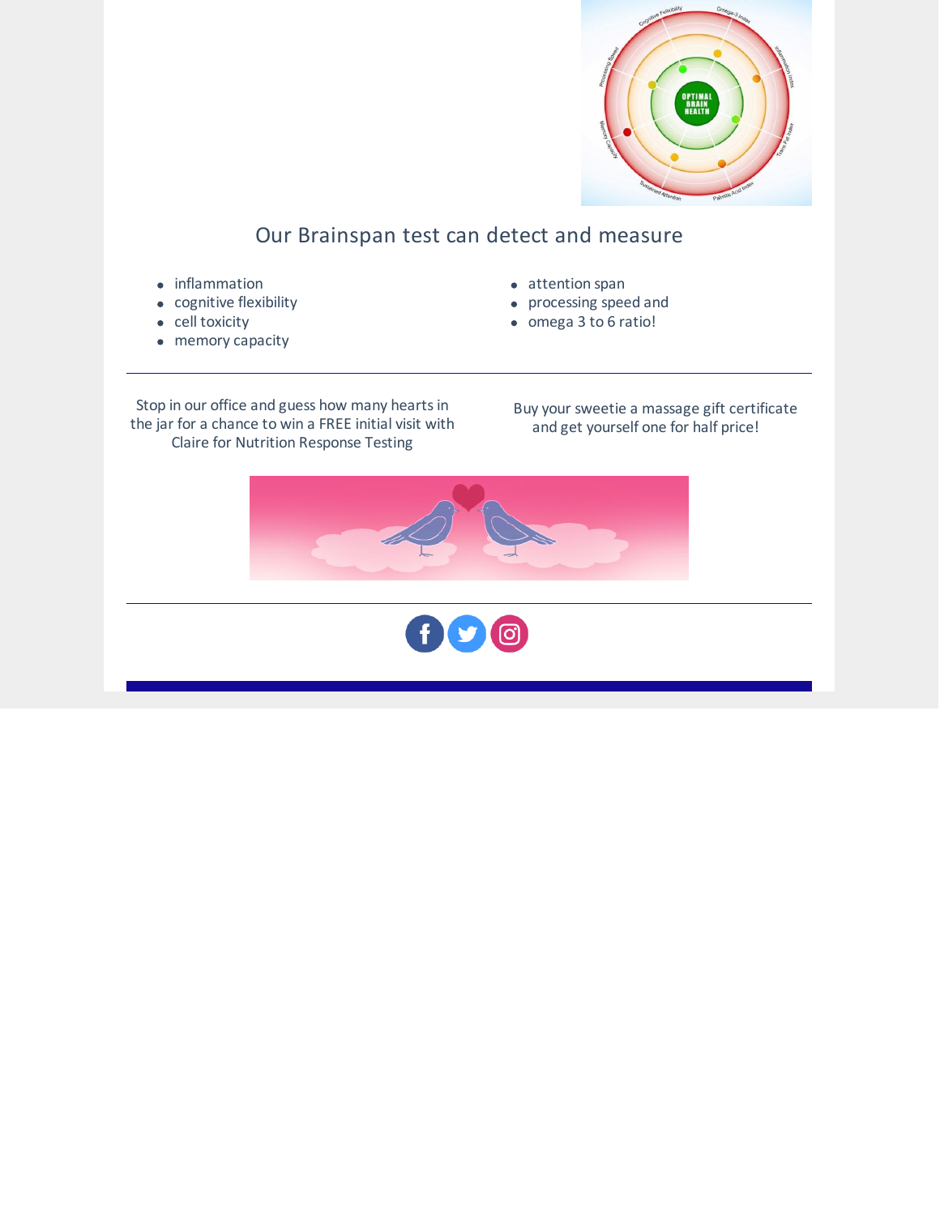## Our Brainspan test can detect and measure

- inflammation
- cognitive flexibility
- cell toxicity
- memory capacity
- attention span
- processing speed and
- omega 3 to 6 ratio!

---

Stop in our office and guess how many hearts in the jar for a chance to win a FREE initial visit with Claire for Nutrition Response Testing

Buy your sweetie a massage gift certificate and get yourself one for half price!

---